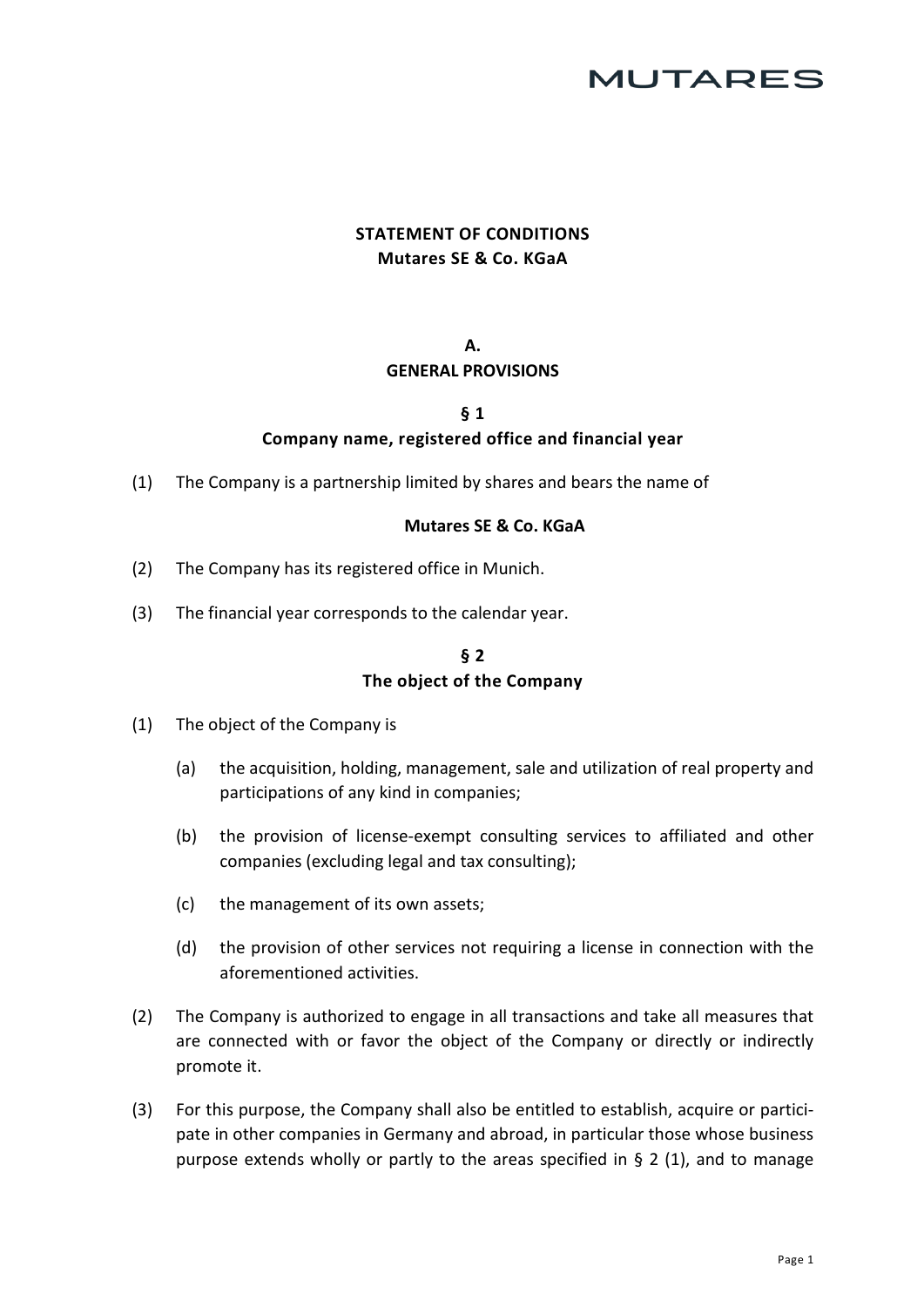# STATEMENT OF CONDITIONS
## Mutares SE & Co. KGaA

## A.
## GENERAL PROVISIONS

### § 1
### Company name, registered office and financial year

(1) The Company is a partnership limited by shares and bears the name of

**Mutares SE & Co. KGaA**

(2) The Company has its registered office in Munich.

(3) The financial year corresponds to the calendar year.

### § 2
### The object of the Company

(1) The object of the Company is

(a) the acquisition, holding, management, sale and utilization of real property and participations of any kind in companies;

(b) the provision of license-exempt consulting services to affiliated and other companies (excluding legal and tax consulting);

(c) the management of its own assets;

(d) the provision of other services not requiring a license in connection with the aforementioned activities.

(2) The Company is authorized to engage in all transactions and take all measures that are connected with or favor the object of the Company or directly or indirectly promote it.

(3) For this purpose, the Company shall also be entitled to establish, acquire or participate in other companies in Germany and abroad, in particular those whose business purpose extends wholly or partly to the areas specified in § 2 (1), and to manage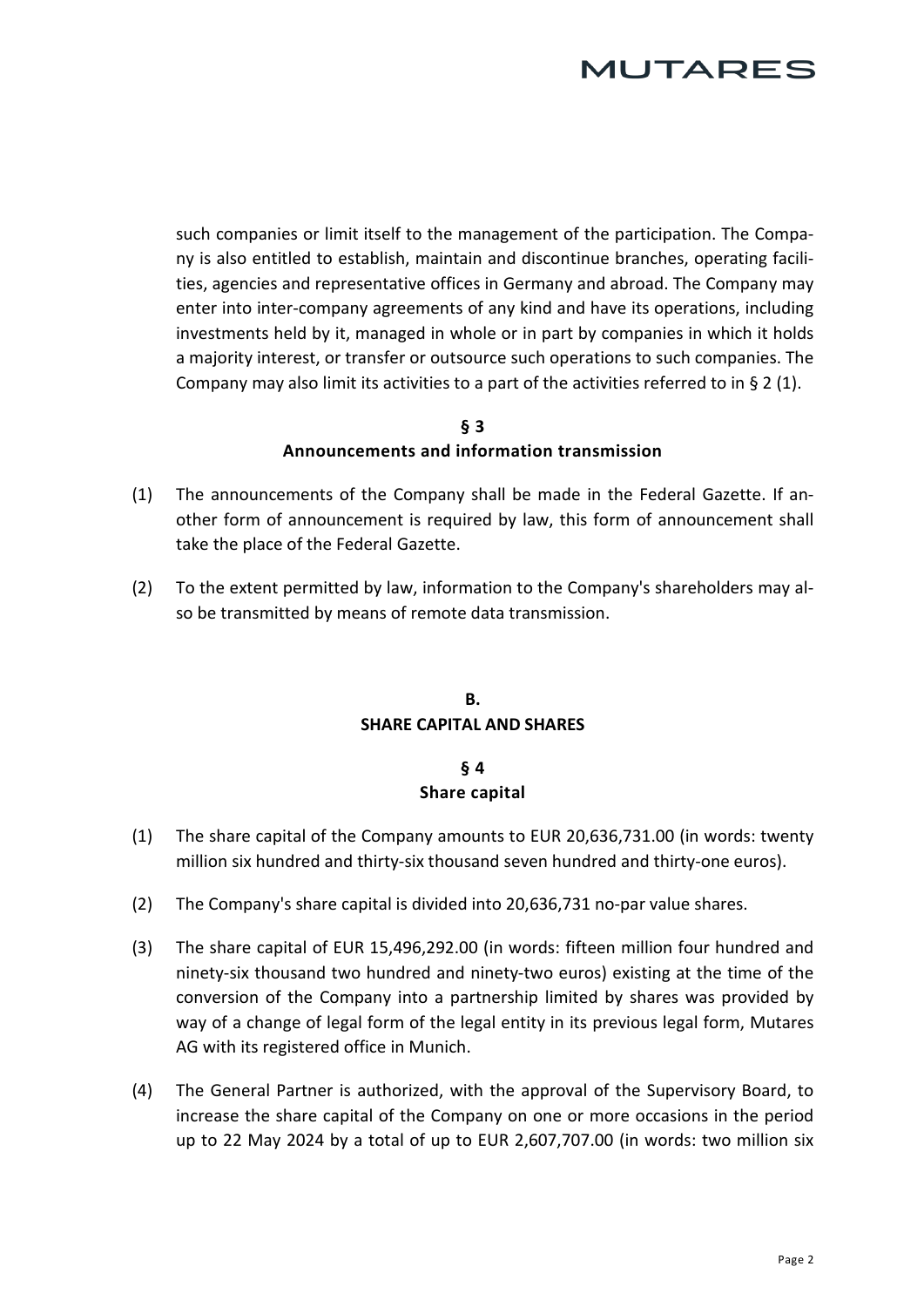such companies or limit itself to the management of the participation. The Company is also entitled to establish, maintain and discontinue branches, operating facilities, agencies and representative offices in Germany and abroad. The Company may enter into inter-company agreements of any kind and have its operations, including investments held by it, managed in whole or in part by companies in which it holds a majority interest, or transfer or outsource such operations to such companies. The Company may also limit its activities to a part of the activities referred to in § 2 (1).

### § 3
### Announcements and information transmission

(1) The announcements of the Company shall be made in the Federal Gazette. If another form of announcement is required by law, this form of announcement shall take the place of the Federal Gazette.

(2) To the extent permitted by law, information to the Company's shareholders may also be transmitted by means of remote data transmission.

## B.
## SHARE CAPITAL AND SHARES

### § 4
### Share capital

(1) The share capital of the Company amounts to EUR 20,636,731.00 (in words: twenty million six hundred and thirty-six thousand seven hundred and thirty-one euros).

(2) The Company's share capital is divided into 20,636,731 no-par value shares.

(3) The share capital of EUR 15,496,292.00 (in words: fifteen million four hundred and ninety-six thousand two hundred and ninety-two euros) existing at the time of the conversion of the Company into a partnership limited by shares was provided by way of a change of legal form of the legal entity in its previous legal form, Mutares AG with its registered office in Munich.

(4) The General Partner is authorized, with the approval of the Supervisory Board, to increase the share capital of the Company on one or more occasions in the period up to 22 May 2024 by a total of up to EUR 2,607,707.00 (in words: two million six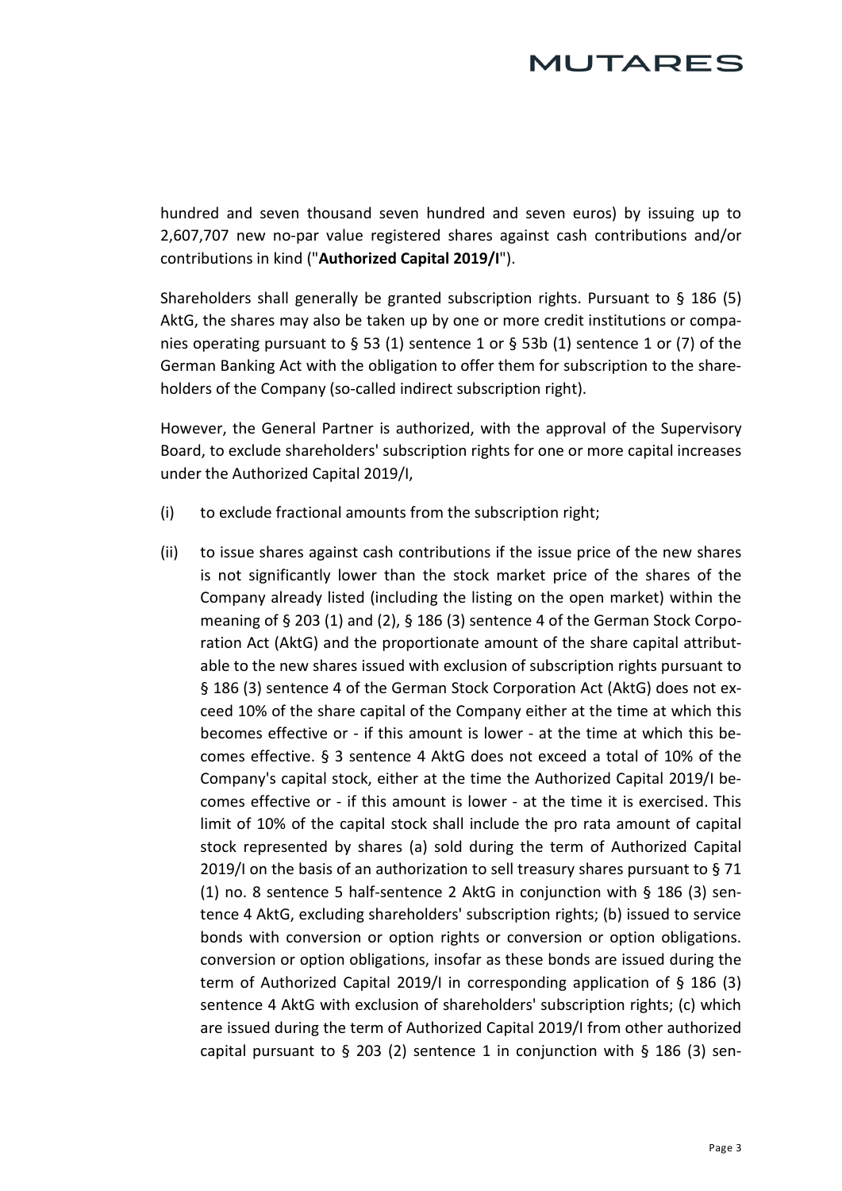hundred and seven thousand seven hundred and seven euros) by issuing up to 2,607,707 new no-par value registered shares against cash contributions and/or contributions in kind ("**Authorized Capital 2019/I**").

Shareholders shall generally be granted subscription rights. Pursuant to § 186 (5) AktG, the shares may also be taken up by one or more credit institutions or companies operating pursuant to § 53 (1) sentence 1 or § 53b (1) sentence 1 or (7) of the German Banking Act with the obligation to offer them for subscription to the shareholders of the Company (so-called indirect subscription right).

However, the General Partner is authorized, with the approval of the Supervisory Board, to exclude shareholders' subscription rights for one or more capital increases under the Authorized Capital 2019/I,

(i) to exclude fractional amounts from the subscription right;

(ii) to issue shares against cash contributions if the issue price of the new shares is not significantly lower than the stock market price of the shares of the Company already listed (including the listing on the open market) within the meaning of § 203 (1) and (2), § 186 (3) sentence 4 of the German Stock Corporation Act (AktG) and the proportionate amount of the share capital attributable to the new shares issued with exclusion of subscription rights pursuant to § 186 (3) sentence 4 of the German Stock Corporation Act (AktG) does not exceed 10% of the share capital of the Company either at the time at which this becomes effective or - if this amount is lower - at the time at which this becomes effective. § 3 sentence 4 AktG does not exceed a total of 10% of the Company's capital stock, either at the time the Authorized Capital 2019/I becomes effective or - if this amount is lower - at the time it is exercised. This limit of 10% of the capital stock shall include the pro rata amount of capital stock represented by shares (a) sold during the term of Authorized Capital 2019/I on the basis of an authorization to sell treasury shares pursuant to § 71 (1) no. 8 sentence 5 half-sentence 2 AktG in conjunction with § 186 (3) sentence 4 AktG, excluding shareholders' subscription rights; (b) issued to service bonds with conversion or option rights or conversion or option obligations. conversion or option obligations, insofar as these bonds are issued during the term of Authorized Capital 2019/I in corresponding application of § 186 (3) sentence 4 AktG with exclusion of shareholders' subscription rights; (c) which are issued during the term of Authorized Capital 2019/I from other authorized capital pursuant to § 203 (2) sentence 1 in conjunction with § 186 (3) sen-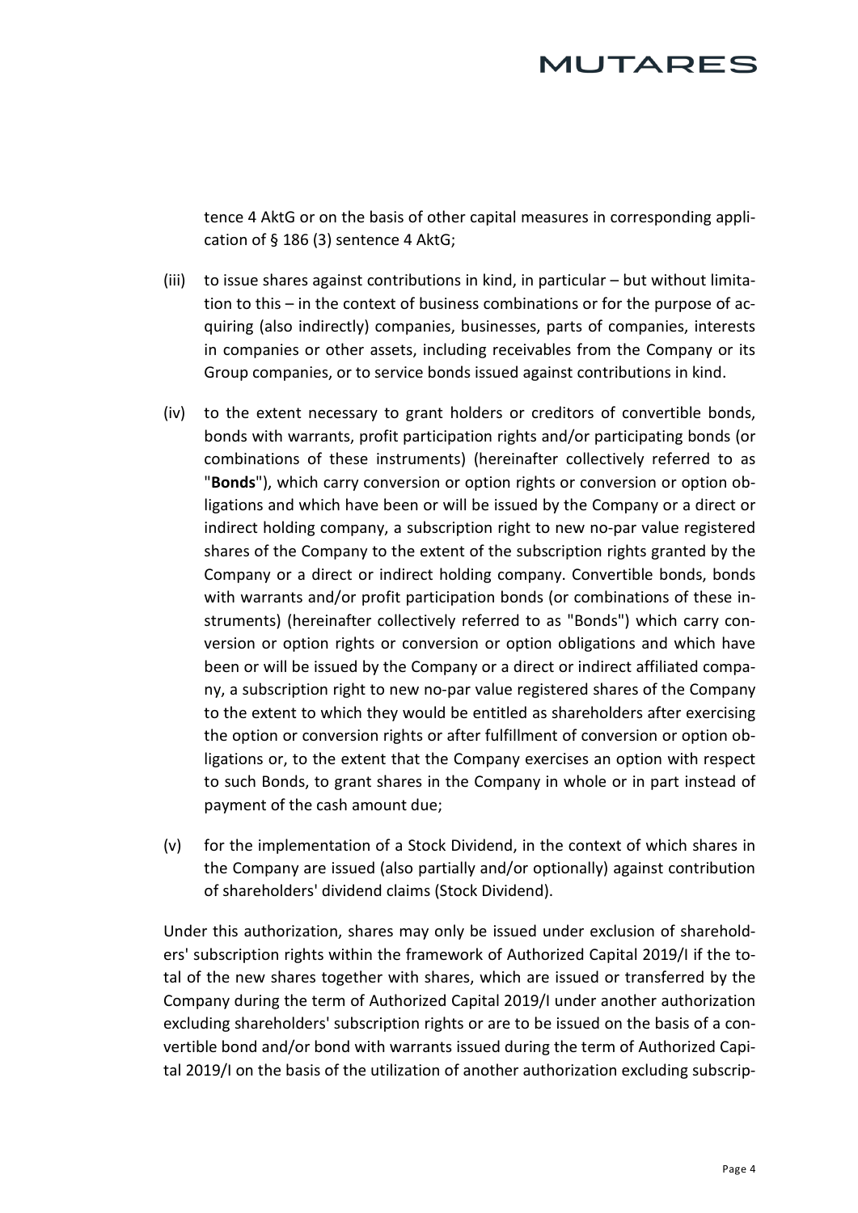tence 4 AktG or on the basis of other capital measures in corresponding application of § 186 (3) sentence 4 AktG;

(iii) to issue shares against contributions in kind, in particular – but without limitation to this – in the context of business combinations or for the purpose of acquiring (also indirectly) companies, businesses, parts of companies, interests in companies or other assets, including receivables from the Company or its Group companies, or to service bonds issued against contributions in kind.

(iv) to the extent necessary to grant holders or creditors of convertible bonds, bonds with warrants, profit participation rights and/or participating bonds (or combinations of these instruments) (hereinafter collectively referred to as "**Bonds**"), which carry conversion or option rights or conversion or option obligations and which have been or will be issued by the Company or a direct or indirect holding company, a subscription right to new no-par value registered shares of the Company to the extent of the subscription rights granted by the Company or a direct or indirect holding company. Convertible bonds, bonds with warrants and/or profit participation bonds (or combinations of these instruments) (hereinafter collectively referred to as "Bonds") which carry conversion or option rights or conversion or option obligations and which have been or will be issued by the Company or a direct or indirect affiliated company, a subscription right to new no-par value registered shares of the Company to the extent to which they would be entitled as shareholders after exercising the option or conversion rights or after fulfillment of conversion or option obligations or, to the extent that the Company exercises an option with respect to such Bonds, to grant shares in the Company in whole or in part instead of payment of the cash amount due;

(v) for the implementation of a Stock Dividend, in the context of which shares in the Company are issued (also partially and/or optionally) against contribution of shareholders' dividend claims (Stock Dividend).

Under this authorization, shares may only be issued under exclusion of shareholders' subscription rights within the framework of Authorized Capital 2019/I if the total of the new shares together with shares, which are issued or transferred by the Company during the term of Authorized Capital 2019/I under another authorization excluding shareholders' subscription rights or are to be issued on the basis of a convertible bond and/or bond with warrants issued during the term of Authorized Capital 2019/I on the basis of the utilization of another authorization excluding subscrip-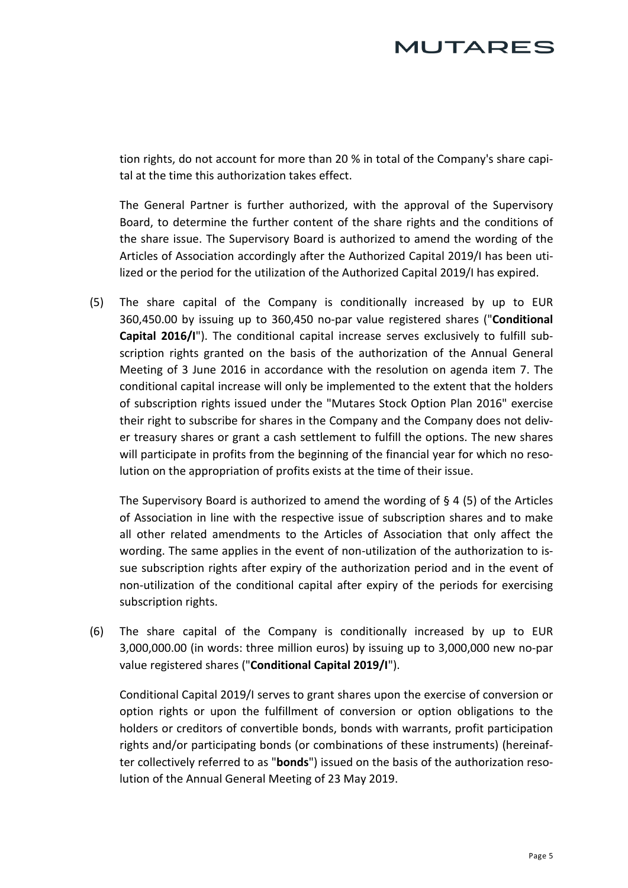tion rights, do not account for more than 20 % in total of the Company's share capital at the time this authorization takes effect.

The General Partner is further authorized, with the approval of the Supervisory Board, to determine the further content of the share rights and the conditions of the share issue. The Supervisory Board is authorized to amend the wording of the Articles of Association accordingly after the Authorized Capital 2019/I has been utilized or the period for the utilization of the Authorized Capital 2019/I has expired.

(5) The share capital of the Company is conditionally increased by up to EUR 360,450.00 by issuing up to 360,450 no-par value registered shares ("**Conditional Capital 2016/I**"). The conditional capital increase serves exclusively to fulfill subscription rights granted on the basis of the authorization of the Annual General Meeting of 3 June 2016 in accordance with the resolution on agenda item 7. The conditional capital increase will only be implemented to the extent that the holders of subscription rights issued under the "Mutares Stock Option Plan 2016" exercise their right to subscribe for shares in the Company and the Company does not deliver treasury shares or grant a cash settlement to fulfill the options. The new shares will participate in profits from the beginning of the financial year for which no resolution on the appropriation of profits exists at the time of their issue.

The Supervisory Board is authorized to amend the wording of § 4 (5) of the Articles of Association in line with the respective issue of subscription shares and to make all other related amendments to the Articles of Association that only affect the wording. The same applies in the event of non-utilization of the authorization to issue subscription rights after expiry of the authorization period and in the event of non-utilization of the conditional capital after expiry of the periods for exercising subscription rights.

(6) The share capital of the Company is conditionally increased by up to EUR 3,000,000.00 (in words: three million euros) by issuing up to 3,000,000 new no-par value registered shares ("**Conditional Capital 2019/I**").

Conditional Capital 2019/I serves to grant shares upon the exercise of conversion or option rights or upon the fulfillment of conversion or option obligations to the holders or creditors of convertible bonds, bonds with warrants, profit participation rights and/or participating bonds (or combinations of these instruments) (hereinafter collectively referred to as "**bonds**") issued on the basis of the authorization resolution of the Annual General Meeting of 23 May 2019.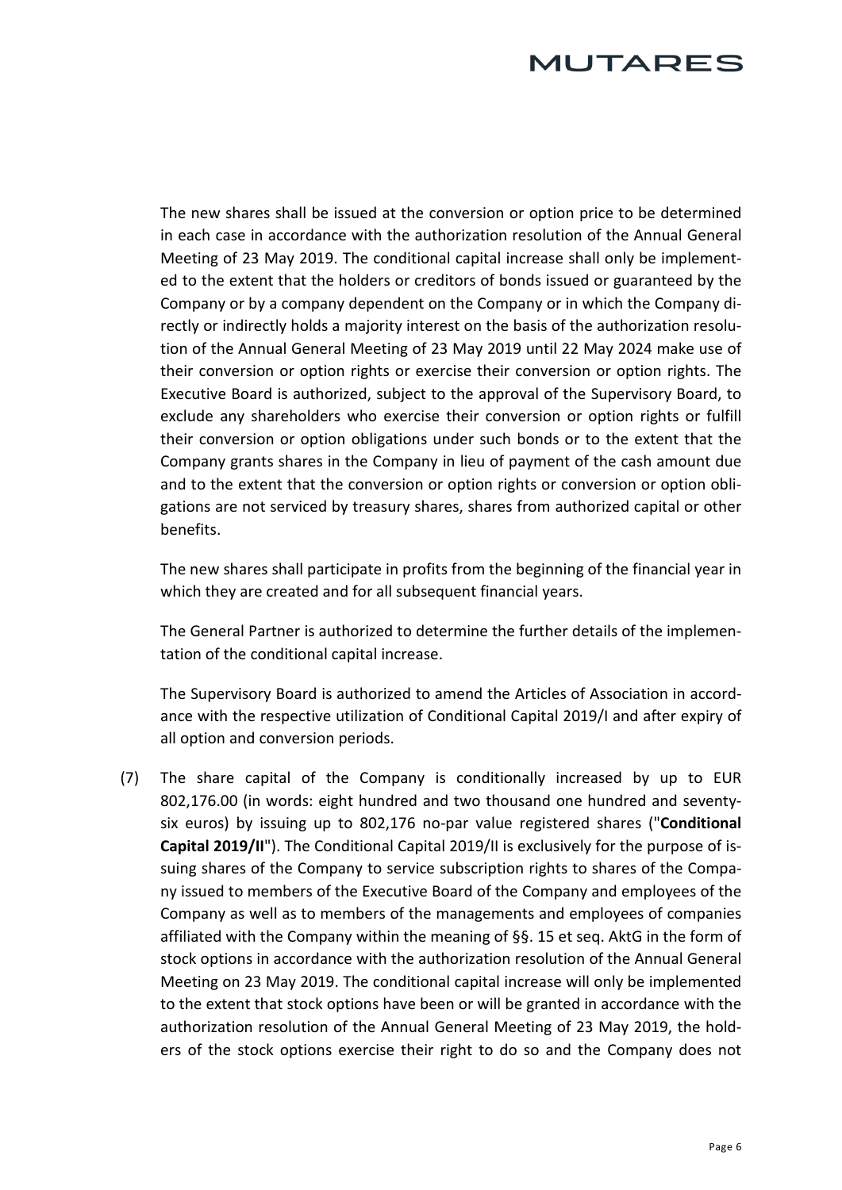The new shares shall be issued at the conversion or option price to be determined in each case in accordance with the authorization resolution of the Annual General Meeting of 23 May 2019. The conditional capital increase shall only be implemented to the extent that the holders or creditors of bonds issued or guaranteed by the Company or by a company dependent on the Company or in which the Company directly or indirectly holds a majority interest on the basis of the authorization resolution of the Annual General Meeting of 23 May 2019 until 22 May 2024 make use of their conversion or option rights or exercise their conversion or option rights. The Executive Board is authorized, subject to the approval of the Supervisory Board, to exclude any shareholders who exercise their conversion or option rights or fulfill their conversion or option obligations under such bonds or to the extent that the Company grants shares in the Company in lieu of payment of the cash amount due and to the extent that the conversion or option rights or conversion or option obligations are not serviced by treasury shares, shares from authorized capital or other benefits.

The new shares shall participate in profits from the beginning of the financial year in which they are created and for all subsequent financial years.

The General Partner is authorized to determine the further details of the implementation of the conditional capital increase.

The Supervisory Board is authorized to amend the Articles of Association in accordance with the respective utilization of Conditional Capital 2019/I and after expiry of all option and conversion periods.

(7) The share capital of the Company is conditionally increased by up to EUR 802,176.00 (in words: eight hundred and two thousand one hundred and seventy-six euros) by issuing up to 802,176 no-par value registered shares ("**Conditional Capital 2019/II**"). The Conditional Capital 2019/II is exclusively for the purpose of issuing shares of the Company to service subscription rights to shares of the Company issued to members of the Executive Board of the Company and employees of the Company as well as to members of the managements and employees of companies affiliated with the Company within the meaning of §§. 15 et seq. AktG in the form of stock options in accordance with the authorization resolution of the Annual General Meeting on 23 May 2019. The conditional capital increase will only be implemented to the extent that stock options have been or will be granted in accordance with the authorization resolution of the Annual General Meeting of 23 May 2019, the holders of the stock options exercise their right to do so and the Company does not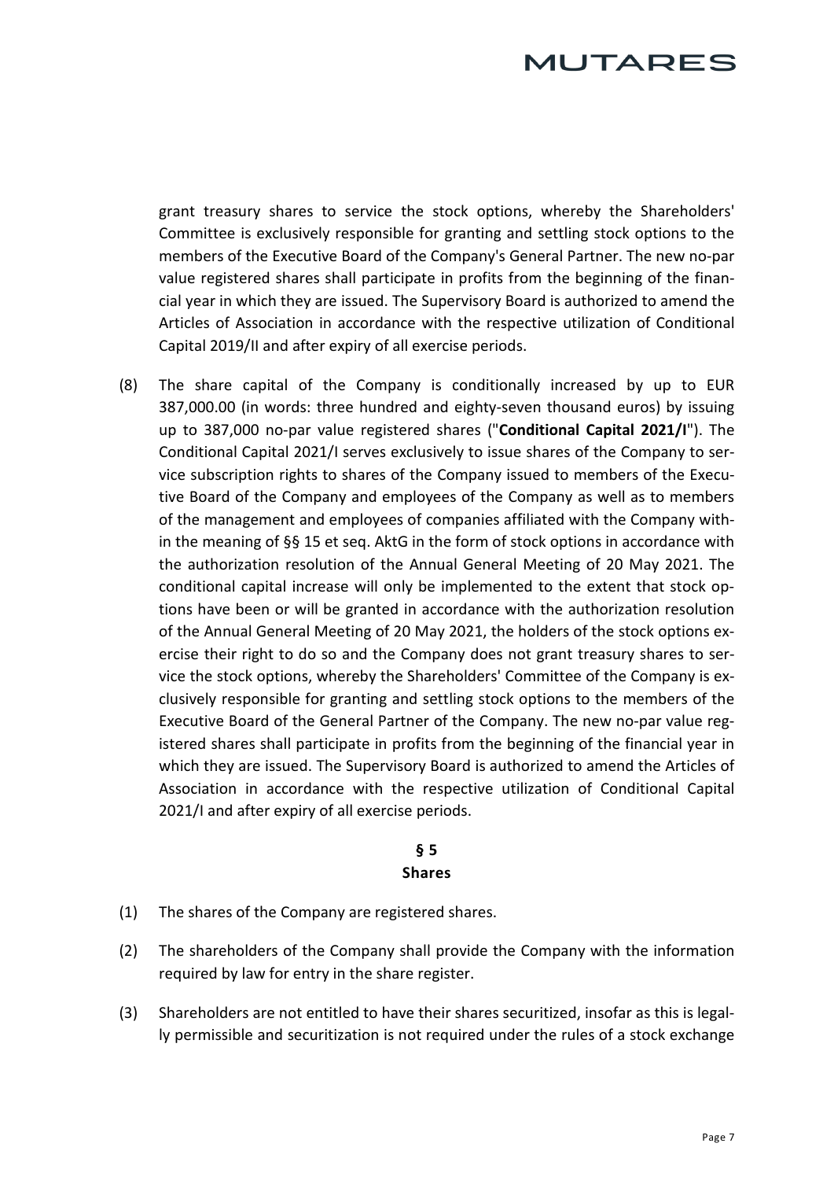grant treasury shares to service the stock options, whereby the Shareholders' Committee is exclusively responsible for granting and settling stock options to the members of the Executive Board of the Company's General Partner. The new no-par value registered shares shall participate in profits from the beginning of the financial year in which they are issued. The Supervisory Board is authorized to amend the Articles of Association in accordance with the respective utilization of Conditional Capital 2019/II and after expiry of all exercise periods.

(8) The share capital of the Company is conditionally increased by up to EUR 387,000.00 (in words: three hundred and eighty-seven thousand euros) by issuing up to 387,000 no-par value registered shares ("**Conditional Capital 2021/I**"). The Conditional Capital 2021/I serves exclusively to issue shares of the Company to service subscription rights to shares of the Company issued to members of the Executive Board of the Company and employees of the Company as well as to members of the management and employees of companies affiliated with the Company within the meaning of §§ 15 et seq. AktG in the form of stock options in accordance with the authorization resolution of the Annual General Meeting of 20 May 2021. The conditional capital increase will only be implemented to the extent that stock options have been or will be granted in accordance with the authorization resolution of the Annual General Meeting of 20 May 2021, the holders of the stock options exercise their right to do so and the Company does not grant treasury shares to service the stock options, whereby the Shareholders' Committee of the Company is exclusively responsible for granting and settling stock options to the members of the Executive Board of the General Partner of the Company. The new no-par value registered shares shall participate in profits from the beginning of the financial year in which they are issued. The Supervisory Board is authorized to amend the Articles of Association in accordance with the respective utilization of Conditional Capital 2021/I and after expiry of all exercise periods.

## § 5
## Shares

(1) The shares of the Company are registered shares.

(2) The shareholders of the Company shall provide the Company with the information required by law for entry in the share register.

(3) Shareholders are not entitled to have their shares securitized, insofar as this is legally permissible and securitization is not required under the rules of a stock exchange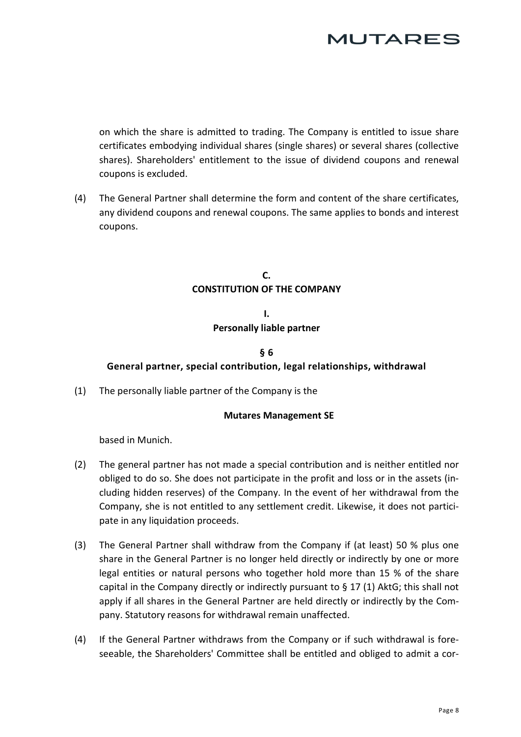on which the share is admitted to trading. The Company is entitled to issue share certificates embodying individual shares (single shares) or several shares (collective shares). Shareholders' entitlement to the issue of dividend coupons and renewal coupons is excluded.

(4) The General Partner shall determine the form and content of the share certificates, any dividend coupons and renewal coupons. The same applies to bonds and interest coupons.

## C.
## CONSTITUTION OF THE COMPANY

### I.
### Personally liable partner

#### § 6
#### General partner, special contribution, legal relationships, withdrawal

(1) The personally liable partner of the Company is the

**Mutares Management SE**

based in Munich.

(2) The general partner has not made a special contribution and is neither entitled nor obliged to do so. She does not participate in the profit and loss or in the assets (including hidden reserves) of the Company. In the event of her withdrawal from the Company, she is not entitled to any settlement credit. Likewise, it does not participate in any liquidation proceeds.

(3) The General Partner shall withdraw from the Company if (at least) 50 % plus one share in the General Partner is no longer held directly or indirectly by one or more legal entities or natural persons who together hold more than 15 % of the share capital in the Company directly or indirectly pursuant to § 17 (1) AktG; this shall not apply if all shares in the General Partner are held directly or indirectly by the Company. Statutory reasons for withdrawal remain unaffected.

(4) If the General Partner withdraws from the Company or if such withdrawal is foreseeable, the Shareholders' Committee shall be entitled and obliged to admit a cor-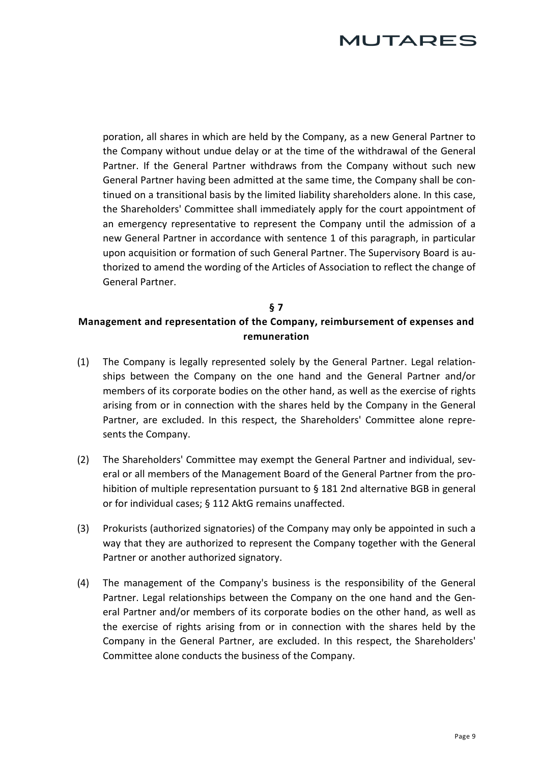poration, all shares in which are held by the Company, as a new General Partner to the Company without undue delay or at the time of the withdrawal of the General Partner. If the General Partner withdraws from the Company without such new General Partner having been admitted at the same time, the Company shall be continued on a transitional basis by the limited liability shareholders alone. In this case, the Shareholders' Committee shall immediately apply for the court appointment of an emergency representative to represent the Company until the admission of a new General Partner in accordance with sentence 1 of this paragraph, in particular upon acquisition or formation of such General Partner. The Supervisory Board is authorized to amend the wording of the Articles of Association to reflect the change of General Partner.

## § 7
## Management and representation of the Company, reimbursement of expenses and remuneration

(1) The Company is legally represented solely by the General Partner. Legal relationships between the Company on the one hand and the General Partner and/or members of its corporate bodies on the other hand, as well as the exercise of rights arising from or in connection with the shares held by the Company in the General Partner, are excluded. In this respect, the Shareholders' Committee alone represents the Company.

(2) The Shareholders' Committee may exempt the General Partner and individual, several or all members of the Management Board of the General Partner from the prohibition of multiple representation pursuant to § 181 2nd alternative BGB in general or for individual cases; § 112 AktG remains unaffected.

(3) Prokurists (authorized signatories) of the Company may only be appointed in such a way that they are authorized to represent the Company together with the General Partner or another authorized signatory.

(4) The management of the Company's business is the responsibility of the General Partner. Legal relationships between the Company on the one hand and the General Partner and/or members of its corporate bodies on the other hand, as well as the exercise of rights arising from or in connection with the shares held by the Company in the General Partner, are excluded. In this respect, the Shareholders' Committee alone conducts the business of the Company.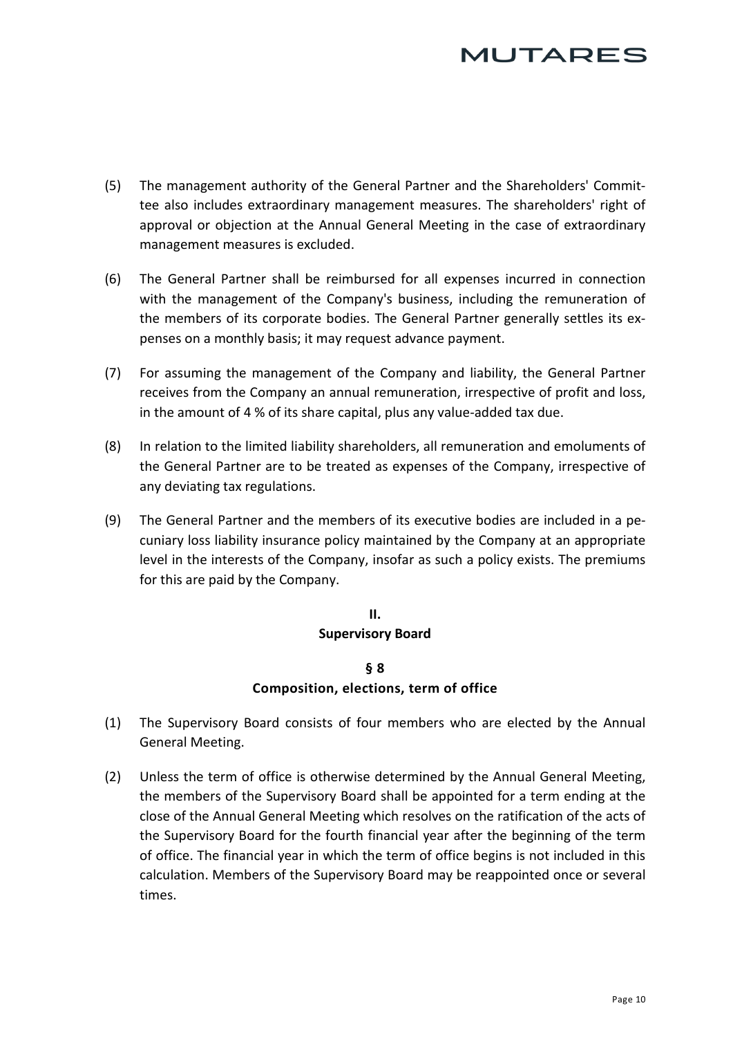(5) The management authority of the General Partner and the Shareholders' Committee also includes extraordinary management measures. The shareholders' right of approval or objection at the Annual General Meeting in the case of extraordinary management measures is excluded.

(6) The General Partner shall be reimbursed for all expenses incurred in connection with the management of the Company's business, including the remuneration of the members of its corporate bodies. The General Partner generally settles its expenses on a monthly basis; it may request advance payment.

(7) For assuming the management of the Company and liability, the General Partner receives from the Company an annual remuneration, irrespective of profit and loss, in the amount of 4 % of its share capital, plus any value-added tax due.

(8) In relation to the limited liability shareholders, all remuneration and emoluments of the General Partner are to be treated as expenses of the Company, irrespective of any deviating tax regulations.

(9) The General Partner and the members of its executive bodies are included in a pecuniary loss liability insurance policy maintained by the Company at an appropriate level in the interests of the Company, insofar as such a policy exists. The premiums for this are paid by the Company.

## II.
## Supervisory Board

### § 8
### Composition, elections, term of office

(1) The Supervisory Board consists of four members who are elected by the Annual General Meeting.

(2) Unless the term of office is otherwise determined by the Annual General Meeting, the members of the Supervisory Board shall be appointed for a term ending at the close of the Annual General Meeting which resolves on the ratification of the acts of the Supervisory Board for the fourth financial year after the beginning of the term of office. The financial year in which the term of office begins is not included in this calculation. Members of the Supervisory Board may be reappointed once or several times.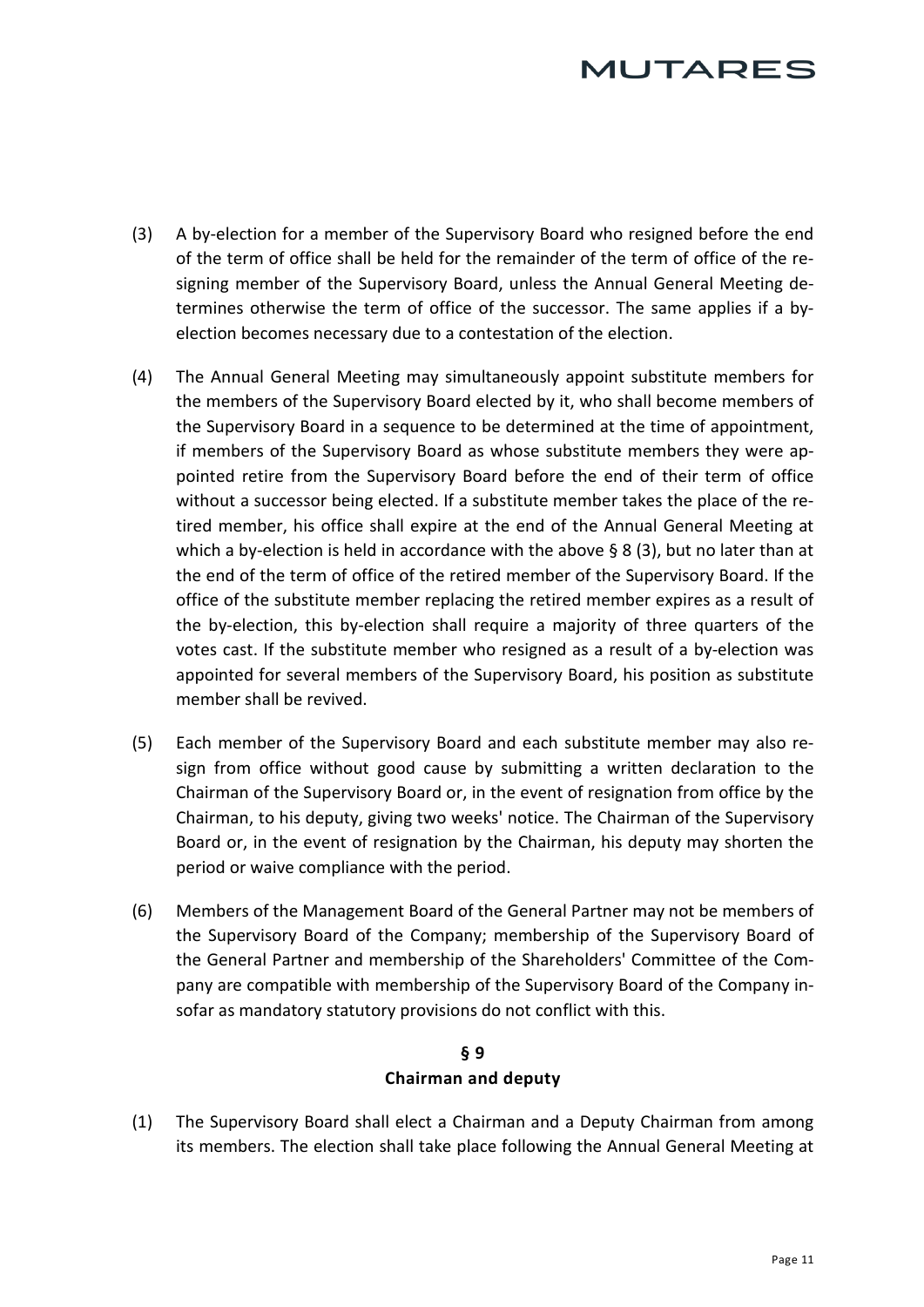(3) A by-election for a member of the Supervisory Board who resigned before the end of the term of office shall be held for the remainder of the term of office of the resigning member of the Supervisory Board, unless the Annual General Meeting determines otherwise the term of office of the successor. The same applies if a by-election becomes necessary due to a contestation of the election.

(4) The Annual General Meeting may simultaneously appoint substitute members for the members of the Supervisory Board elected by it, who shall become members of the Supervisory Board in a sequence to be determined at the time of appointment, if members of the Supervisory Board as whose substitute members they were appointed retire from the Supervisory Board before the end of their term of office without a successor being elected. If a substitute member takes the place of the retired member, his office shall expire at the end of the Annual General Meeting at which a by-election is held in accordance with the above § 8 (3), but no later than at the end of the term of office of the retired member of the Supervisory Board. If the office of the substitute member replacing the retired member expires as a result of the by-election, this by-election shall require a majority of three quarters of the votes cast. If the substitute member who resigned as a result of a by-election was appointed for several members of the Supervisory Board, his position as substitute member shall be revived.

(5) Each member of the Supervisory Board and each substitute member may also resign from office without good cause by submitting a written declaration to the Chairman of the Supervisory Board or, in the event of resignation from office by the Chairman, to his deputy, giving two weeks' notice. The Chairman of the Supervisory Board or, in the event of resignation by the Chairman, his deputy may shorten the period or waive compliance with the period.

(6) Members of the Management Board of the General Partner may not be members of the Supervisory Board of the Company; membership of the Supervisory Board of the General Partner and membership of the Shareholders' Committee of the Company are compatible with membership of the Supervisory Board of the Company insofar as mandatory statutory provisions do not conflict with this.

## § 9
## Chairman and deputy

(1) The Supervisory Board shall elect a Chairman and a Deputy Chairman from among its members. The election shall take place following the Annual General Meeting at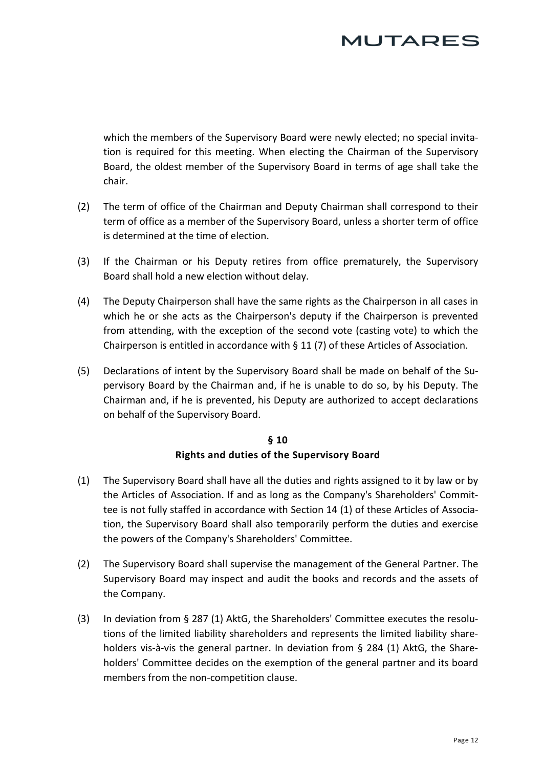which the members of the Supervisory Board were newly elected; no special invitation is required for this meeting. When electing the Chairman of the Supervisory Board, the oldest member of the Supervisory Board in terms of age shall take the chair.

(2) The term of office of the Chairman and Deputy Chairman shall correspond to their term of office as a member of the Supervisory Board, unless a shorter term of office is determined at the time of election.

(3) If the Chairman or his Deputy retires from office prematurely, the Supervisory Board shall hold a new election without delay.

(4) The Deputy Chairperson shall have the same rights as the Chairperson in all cases in which he or she acts as the Chairperson's deputy if the Chairperson is prevented from attending, with the exception of the second vote (casting vote) to which the Chairperson is entitled in accordance with § 11 (7) of these Articles of Association.

(5) Declarations of intent by the Supervisory Board shall be made on behalf of the Supervisory Board by the Chairman and, if he is unable to do so, by his Deputy. The Chairman and, if he is prevented, his Deputy are authorized to accept declarations on behalf of the Supervisory Board.

## § 10
## Rights and duties of the Supervisory Board

(1) The Supervisory Board shall have all the duties and rights assigned to it by law or by the Articles of Association. If and as long as the Company's Shareholders' Committee is not fully staffed in accordance with Section 14 (1) of these Articles of Association, the Supervisory Board shall also temporarily perform the duties and exercise the powers of the Company's Shareholders' Committee.

(2) The Supervisory Board shall supervise the management of the General Partner. The Supervisory Board may inspect and audit the books and records and the assets of the Company.

(3) In deviation from § 287 (1) AktG, the Shareholders' Committee executes the resolutions of the limited liability shareholders and represents the limited liability shareholders vis-à-vis the general partner. In deviation from § 284 (1) AktG, the Shareholders' Committee decides on the exemption of the general partner and its board members from the non-competition clause.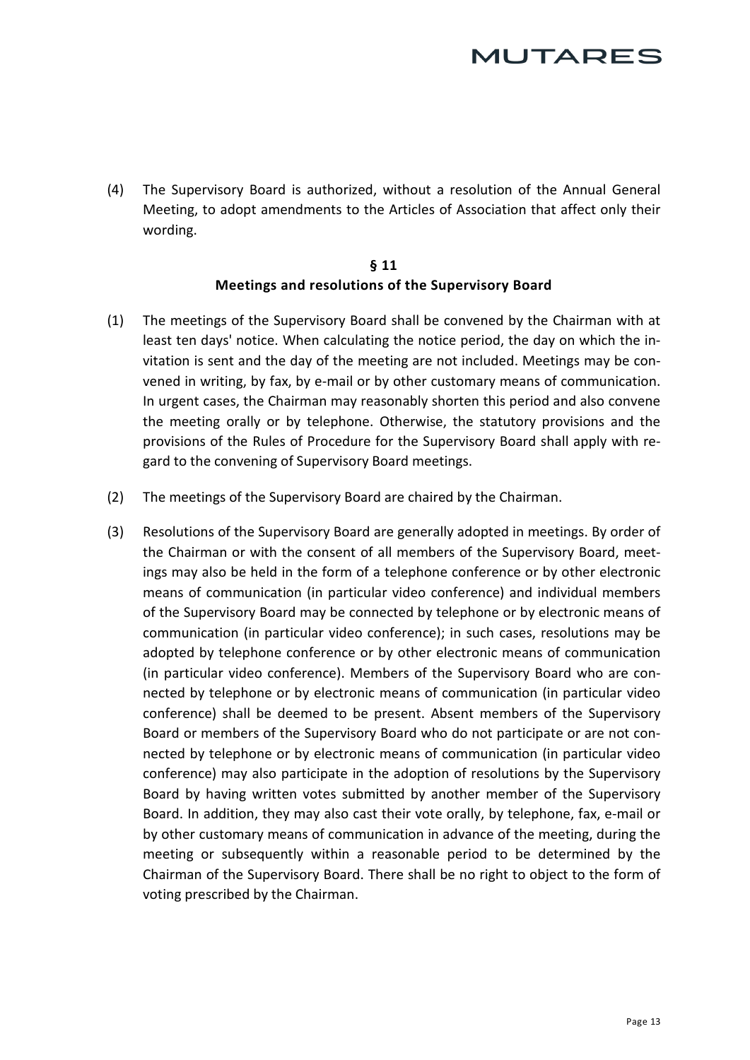(4) The Supervisory Board is authorized, without a resolution of the Annual General Meeting, to adopt amendments to the Articles of Association that affect only their wording.

## § 11
## Meetings and resolutions of the Supervisory Board

(1) The meetings of the Supervisory Board shall be convened by the Chairman with at least ten days' notice. When calculating the notice period, the day on which the invitation is sent and the day of the meeting are not included. Meetings may be convened in writing, by fax, by e-mail or by other customary means of communication. In urgent cases, the Chairman may reasonably shorten this period and also convene the meeting orally or by telephone. Otherwise, the statutory provisions and the provisions of the Rules of Procedure for the Supervisory Board shall apply with regard to the convening of Supervisory Board meetings.

(2) The meetings of the Supervisory Board are chaired by the Chairman.

(3) Resolutions of the Supervisory Board are generally adopted in meetings. By order of the Chairman or with the consent of all members of the Supervisory Board, meetings may also be held in the form of a telephone conference or by other electronic means of communication (in particular video conference) and individual members of the Supervisory Board may be connected by telephone or by electronic means of communication (in particular video conference); in such cases, resolutions may be adopted by telephone conference or by other electronic means of communication (in particular video conference). Members of the Supervisory Board who are connected by telephone or by electronic means of communication (in particular video conference) shall be deemed to be present. Absent members of the Supervisory Board or members of the Supervisory Board who do not participate or are not connected by telephone or by electronic means of communication (in particular video conference) may also participate in the adoption of resolutions by the Supervisory Board by having written votes submitted by another member of the Supervisory Board. In addition, they may also cast their vote orally, by telephone, fax, e-mail or by other customary means of communication in advance of the meeting, during the meeting or subsequently within a reasonable period to be determined by the Chairman of the Supervisory Board. There shall be no right to object to the form of voting prescribed by the Chairman.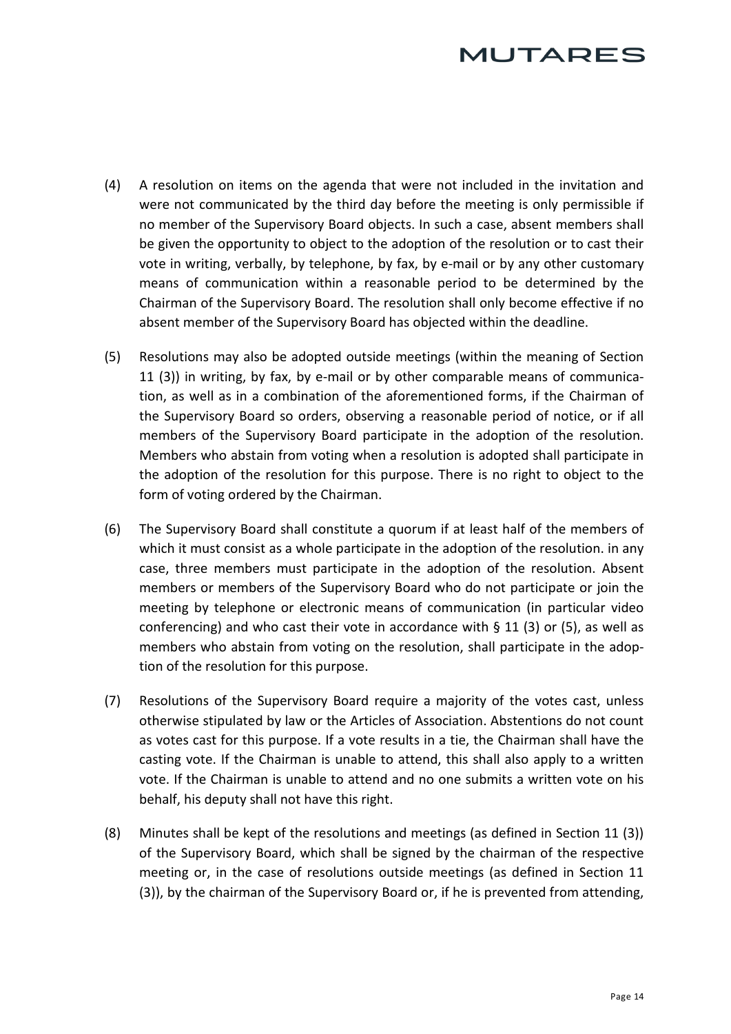(4) A resolution on items on the agenda that were not included in the invitation and were not communicated by the third day before the meeting is only permissible if no member of the Supervisory Board objects. In such a case, absent members shall be given the opportunity to object to the adoption of the resolution or to cast their vote in writing, verbally, by telephone, by fax, by e-mail or by any other customary means of communication within a reasonable period to be determined by the Chairman of the Supervisory Board. The resolution shall only become effective if no absent member of the Supervisory Board has objected within the deadline.

(5) Resolutions may also be adopted outside meetings (within the meaning of Section 11 (3)) in writing, by fax, by e-mail or by other comparable means of communication, as well as in a combination of the aforementioned forms, if the Chairman of the Supervisory Board so orders, observing a reasonable period of notice, or if all members of the Supervisory Board participate in the adoption of the resolution. Members who abstain from voting when a resolution is adopted shall participate in the adoption of the resolution for this purpose. There is no right to object to the form of voting ordered by the Chairman.

(6) The Supervisory Board shall constitute a quorum if at least half of the members of which it must consist as a whole participate in the adoption of the resolution. in any case, three members must participate in the adoption of the resolution. Absent members or members of the Supervisory Board who do not participate or join the meeting by telephone or electronic means of communication (in particular video conferencing) and who cast their vote in accordance with § 11 (3) or (5), as well as members who abstain from voting on the resolution, shall participate in the adoption of the resolution for this purpose.

(7) Resolutions of the Supervisory Board require a majority of the votes cast, unless otherwise stipulated by law or the Articles of Association. Abstentions do not count as votes cast for this purpose. If a vote results in a tie, the Chairman shall have the casting vote. If the Chairman is unable to attend, this shall also apply to a written vote. If the Chairman is unable to attend and no one submits a written vote on his behalf, his deputy shall not have this right.

(8) Minutes shall be kept of the resolutions and meetings (as defined in Section 11 (3)) of the Supervisory Board, which shall be signed by the chairman of the respective meeting or, in the case of resolutions outside meetings (as defined in Section 11 (3)), by the chairman of the Supervisory Board or, if he is prevented from attending,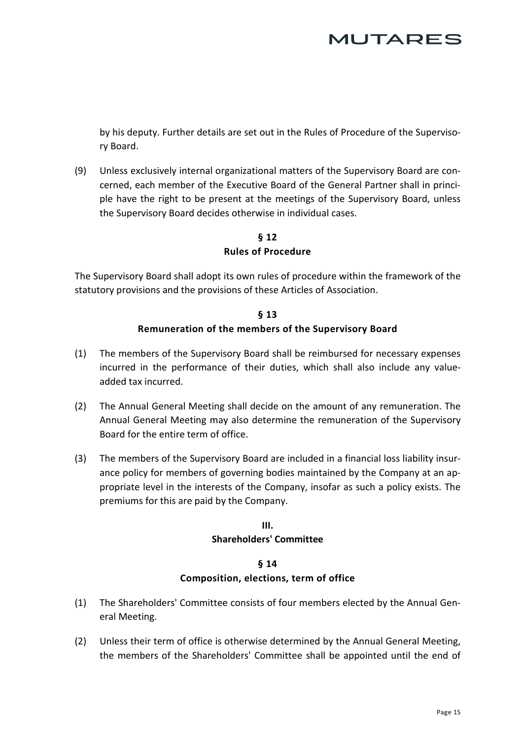by his deputy. Further details are set out in the Rules of Procedure of the Supervisory Board.

(9) Unless exclusively internal organizational matters of the Supervisory Board are concerned, each member of the Executive Board of the General Partner shall in principle have the right to be present at the meetings of the Supervisory Board, unless the Supervisory Board decides otherwise in individual cases.

### § 12
### Rules of Procedure

The Supervisory Board shall adopt its own rules of procedure within the framework of the statutory provisions and the provisions of these Articles of Association.

### § 13
### Remuneration of the members of the Supervisory Board

(1) The members of the Supervisory Board shall be reimbursed for necessary expenses incurred in the performance of their duties, which shall also include any value-added tax incurred.

(2) The Annual General Meeting shall decide on the amount of any remuneration. The Annual General Meeting may also determine the remuneration of the Supervisory Board for the entire term of office.

(3) The members of the Supervisory Board are included in a financial loss liability insurance policy for members of governing bodies maintained by the Company at an appropriate level in the interests of the Company, insofar as such a policy exists. The premiums for this are paid by the Company.

## III.
## Shareholders' Committee

### § 14
### Composition, elections, term of office

(1) The Shareholders' Committee consists of four members elected by the Annual General Meeting.

(2) Unless their term of office is otherwise determined by the Annual General Meeting, the members of the Shareholders' Committee shall be appointed until the end of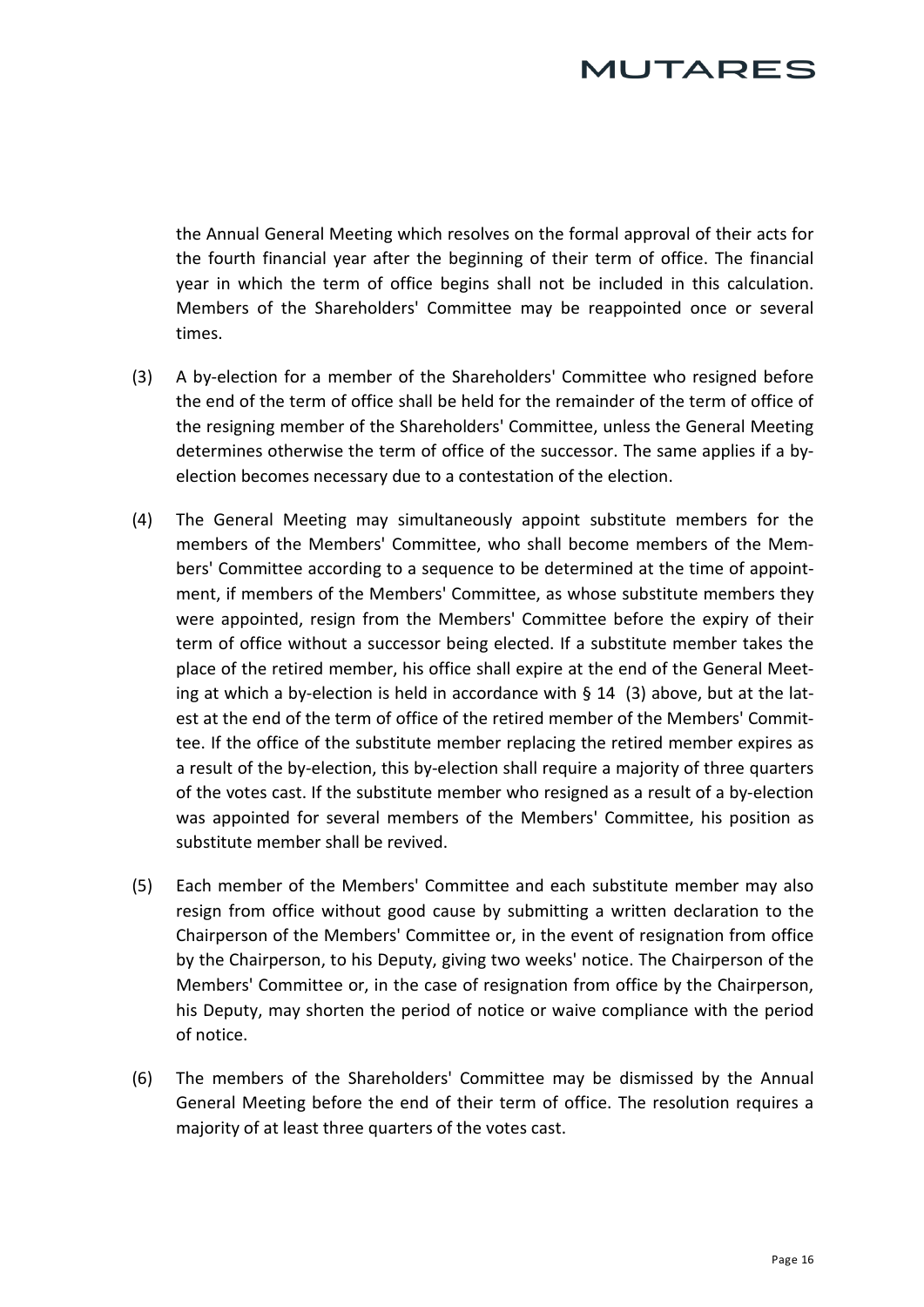the Annual General Meeting which resolves on the formal approval of their acts for the fourth financial year after the beginning of their term of office. The financial year in which the term of office begins shall not be included in this calculation. Members of the Shareholders' Committee may be reappointed once or several times.

(3) A by-election for a member of the Shareholders' Committee who resigned before the end of the term of office shall be held for the remainder of the term of office of the resigning member of the Shareholders' Committee, unless the General Meeting determines otherwise the term of office of the successor. The same applies if a by-election becomes necessary due to a contestation of the election.

(4) The General Meeting may simultaneously appoint substitute members for the members of the Members' Committee, who shall become members of the Members' Committee according to a sequence to be determined at the time of appointment, if members of the Members' Committee, as whose substitute members they were appointed, resign from the Members' Committee before the expiry of their term of office without a successor being elected. If a substitute member takes the place of the retired member, his office shall expire at the end of the General Meeting at which a by-election is held in accordance with § 14 (3) above, but at the latest at the end of the term of office of the retired member of the Members' Committee. If the office of the substitute member replacing the retired member expires as a result of the by-election, this by-election shall require a majority of three quarters of the votes cast. If the substitute member who resigned as a result of a by-election was appointed for several members of the Members' Committee, his position as substitute member shall be revived.

(5) Each member of the Members' Committee and each substitute member may also resign from office without good cause by submitting a written declaration to the Chairperson of the Members' Committee or, in the event of resignation from office by the Chairperson, to his Deputy, giving two weeks' notice. The Chairperson of the Members' Committee or, in the case of resignation from office by the Chairperson, his Deputy, may shorten the period of notice or waive compliance with the period of notice.

(6) The members of the Shareholders' Committee may be dismissed by the Annual General Meeting before the end of their term of office. The resolution requires a majority of at least three quarters of the votes cast.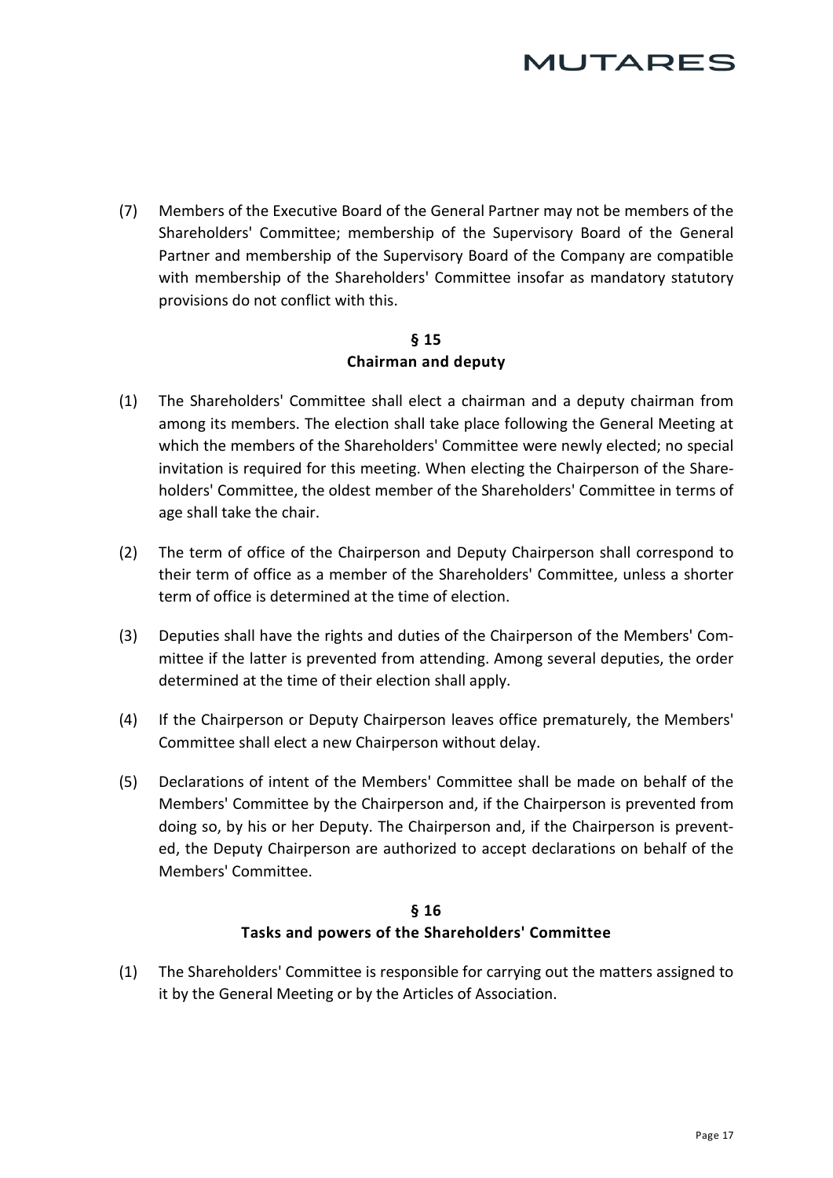(7) Members of the Executive Board of the General Partner may not be members of the Shareholders' Committee; membership of the Supervisory Board of the General Partner and membership of the Supervisory Board of the Company are compatible with membership of the Shareholders' Committee insofar as mandatory statutory provisions do not conflict with this.

## § 15
## Chairman and deputy

(1) The Shareholders' Committee shall elect a chairman and a deputy chairman from among its members. The election shall take place following the General Meeting at which the members of the Shareholders' Committee were newly elected; no special invitation is required for this meeting. When electing the Chairperson of the Shareholders' Committee, the oldest member of the Shareholders' Committee in terms of age shall take the chair.

(2) The term of office of the Chairperson and Deputy Chairperson shall correspond to their term of office as a member of the Shareholders' Committee, unless a shorter term of office is determined at the time of election.

(3) Deputies shall have the rights and duties of the Chairperson of the Members' Committee if the latter is prevented from attending. Among several deputies, the order determined at the time of their election shall apply.

(4) If the Chairperson or Deputy Chairperson leaves office prematurely, the Members' Committee shall elect a new Chairperson without delay.

(5) Declarations of intent of the Members' Committee shall be made on behalf of the Members' Committee by the Chairperson and, if the Chairperson is prevented from doing so, by his or her Deputy. The Chairperson and, if the Chairperson is prevented, the Deputy Chairperson are authorized to accept declarations on behalf of the Members' Committee.

## § 16
## Tasks and powers of the Shareholders' Committee

(1) The Shareholders' Committee is responsible for carrying out the matters assigned to it by the General Meeting or by the Articles of Association.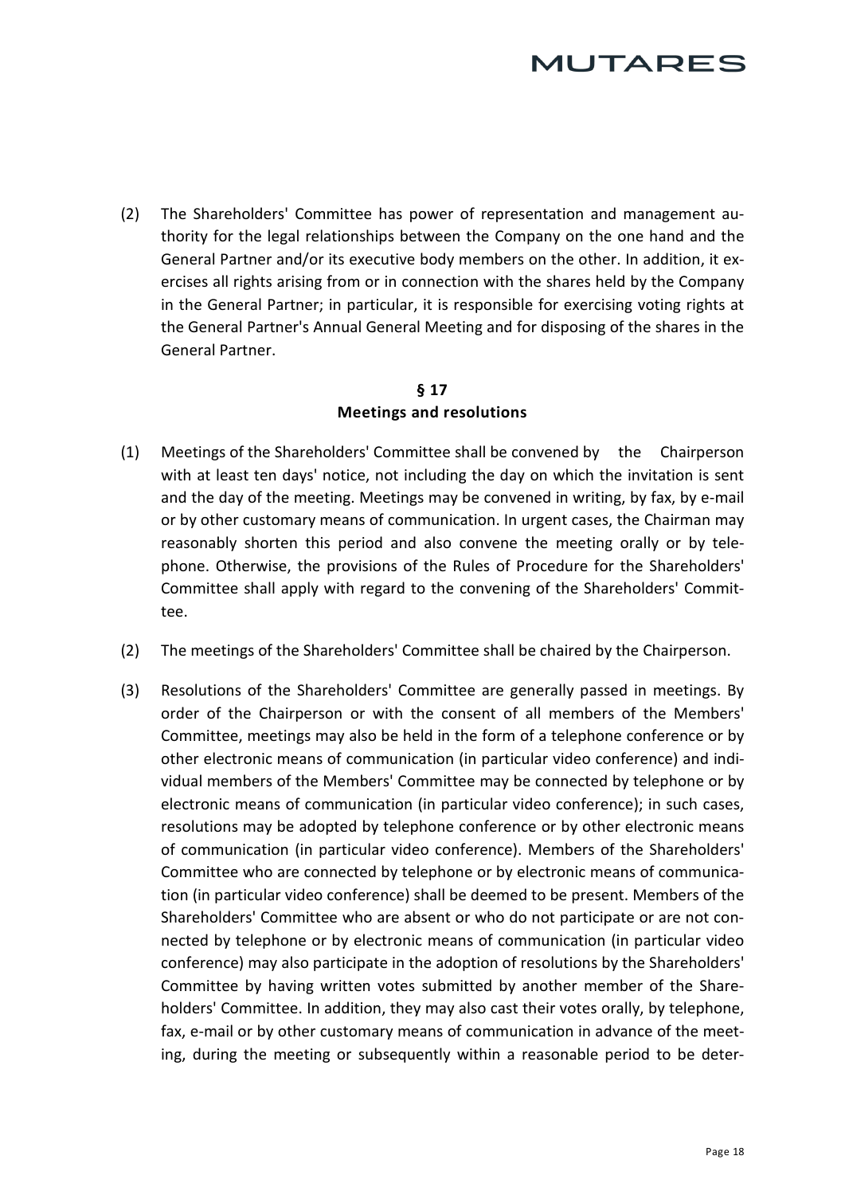(2) The Shareholders' Committee has power of representation and management authority for the legal relationships between the Company on the one hand and the General Partner and/or its executive body members on the other. In addition, it exercises all rights arising from or in connection with the shares held by the Company in the General Partner; in particular, it is responsible for exercising voting rights at the General Partner's Annual General Meeting and for disposing of the shares in the General Partner.

## § 17
## Meetings and resolutions

(1) Meetings of the Shareholders' Committee shall be convened by the Chairperson with at least ten days' notice, not including the day on which the invitation is sent and the day of the meeting. Meetings may be convened in writing, by fax, by e-mail or by other customary means of communication. In urgent cases, the Chairman may reasonably shorten this period and also convene the meeting orally or by telephone. Otherwise, the provisions of the Rules of Procedure for the Shareholders' Committee shall apply with regard to the convening of the Shareholders' Committee.

(2) The meetings of the Shareholders' Committee shall be chaired by the Chairperson.

(3) Resolutions of the Shareholders' Committee are generally passed in meetings. By order of the Chairperson or with the consent of all members of the Members' Committee, meetings may also be held in the form of a telephone conference or by other electronic means of communication (in particular video conference) and individual members of the Members' Committee may be connected by telephone or by electronic means of communication (in particular video conference); in such cases, resolutions may be adopted by telephone conference or by other electronic means of communication (in particular video conference). Members of the Shareholders' Committee who are connected by telephone or by electronic means of communication (in particular video conference) shall be deemed to be present. Members of the Shareholders' Committee who are absent or who do not participate or are not connected by telephone or by electronic means of communication (in particular video conference) may also participate in the adoption of resolutions by the Shareholders' Committee by having written votes submitted by another member of the Shareholders' Committee. In addition, they may also cast their votes orally, by telephone, fax, e-mail or by other customary means of communication in advance of the meeting, during the meeting or subsequently within a reasonable period to be deter-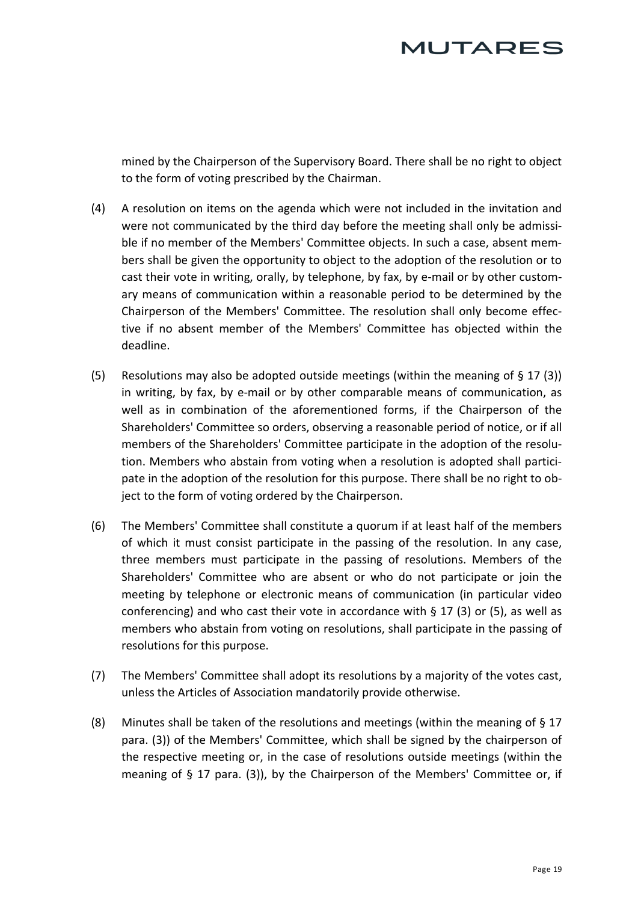mined by the Chairperson of the Supervisory Board. There shall be no right to object to the form of voting prescribed by the Chairman.

(4) A resolution on items on the agenda which were not included in the invitation and were not communicated by the third day before the meeting shall only be admissible if no member of the Members' Committee objects. In such a case, absent members shall be given the opportunity to object to the adoption of the resolution or to cast their vote in writing, orally, by telephone, by fax, by e-mail or by other customary means of communication within a reasonable period to be determined by the Chairperson of the Members' Committee. The resolution shall only become effective if no absent member of the Members' Committee has objected within the deadline.

(5) Resolutions may also be adopted outside meetings (within the meaning of § 17 (3)) in writing, by fax, by e-mail or by other comparable means of communication, as well as in combination of the aforementioned forms, if the Chairperson of the Shareholders' Committee so orders, observing a reasonable period of notice, or if all members of the Shareholders' Committee participate in the adoption of the resolution. Members who abstain from voting when a resolution is adopted shall participate in the adoption of the resolution for this purpose. There shall be no right to object to the form of voting ordered by the Chairperson.

(6) The Members' Committee shall constitute a quorum if at least half of the members of which it must consist participate in the passing of the resolution. In any case, three members must participate in the passing of resolutions. Members of the Shareholders' Committee who are absent or who do not participate or join the meeting by telephone or electronic means of communication (in particular video conferencing) and who cast their vote in accordance with § 17 (3) or (5), as well as members who abstain from voting on resolutions, shall participate in the passing of resolutions for this purpose.

(7) The Members' Committee shall adopt its resolutions by a majority of the votes cast, unless the Articles of Association mandatorily provide otherwise.

(8) Minutes shall be taken of the resolutions and meetings (within the meaning of § 17 para. (3)) of the Members' Committee, which shall be signed by the chairperson of the respective meeting or, in the case of resolutions outside meetings (within the meaning of § 17 para. (3)), by the Chairperson of the Members' Committee or, if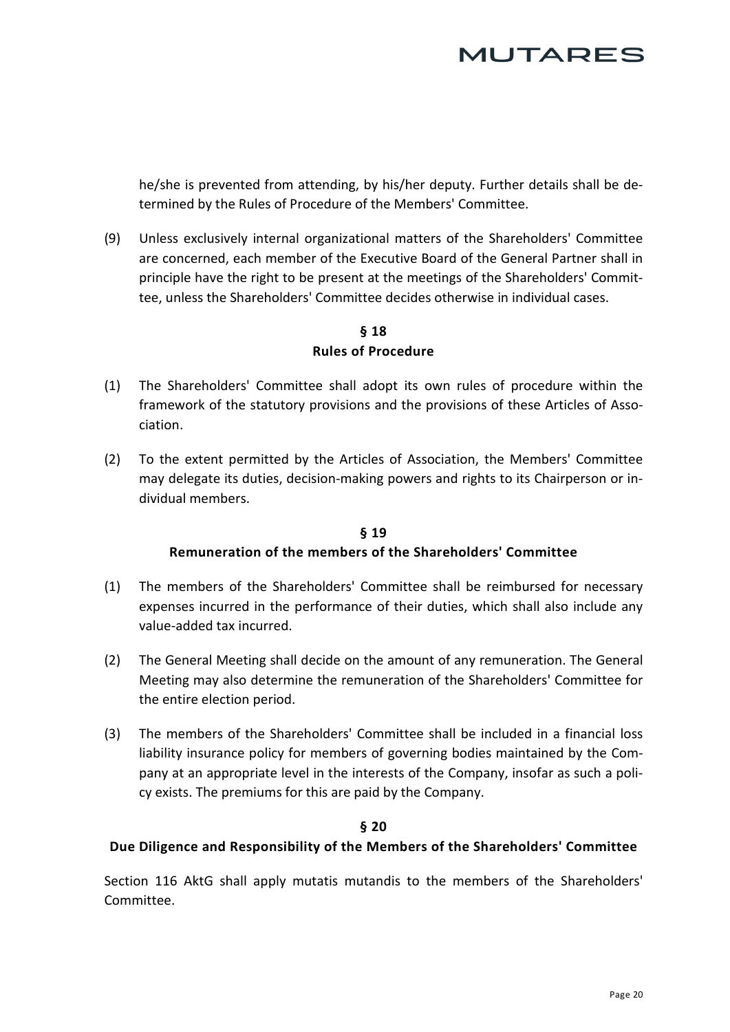he/she is prevented from attending, by his/her deputy. Further details shall be determined by the Rules of Procedure of the Members' Committee.

(9) Unless exclusively internal organizational matters of the Shareholders' Committee are concerned, each member of the Executive Board of the General Partner shall in principle have the right to be present at the meetings of the Shareholders' Committee, unless the Shareholders' Committee decides otherwise in individual cases.

## § 18
## Rules of Procedure

(1) The Shareholders' Committee shall adopt its own rules of procedure within the framework of the statutory provisions and the provisions of these Articles of Association.

(2) To the extent permitted by the Articles of Association, the Members' Committee may delegate its duties, decision-making powers and rights to its Chairperson or individual members.

## § 19
## Remuneration of the members of the Shareholders' Committee

(1) The members of the Shareholders' Committee shall be reimbursed for necessary expenses incurred in the performance of their duties, which shall also include any value-added tax incurred.

(2) The General Meeting shall decide on the amount of any remuneration. The General Meeting may also determine the remuneration of the Shareholders' Committee for the entire election period.

(3) The members of the Shareholders' Committee shall be included in a financial loss liability insurance policy for members of governing bodies maintained by the Company at an appropriate level in the interests of the Company, insofar as such a policy exists. The premiums for this are paid by the Company.

## § 20
## Due Diligence and Responsibility of the Members of the Shareholders' Committee

Section 116 AktG shall apply mutatis mutandis to the members of the Shareholders' Committee.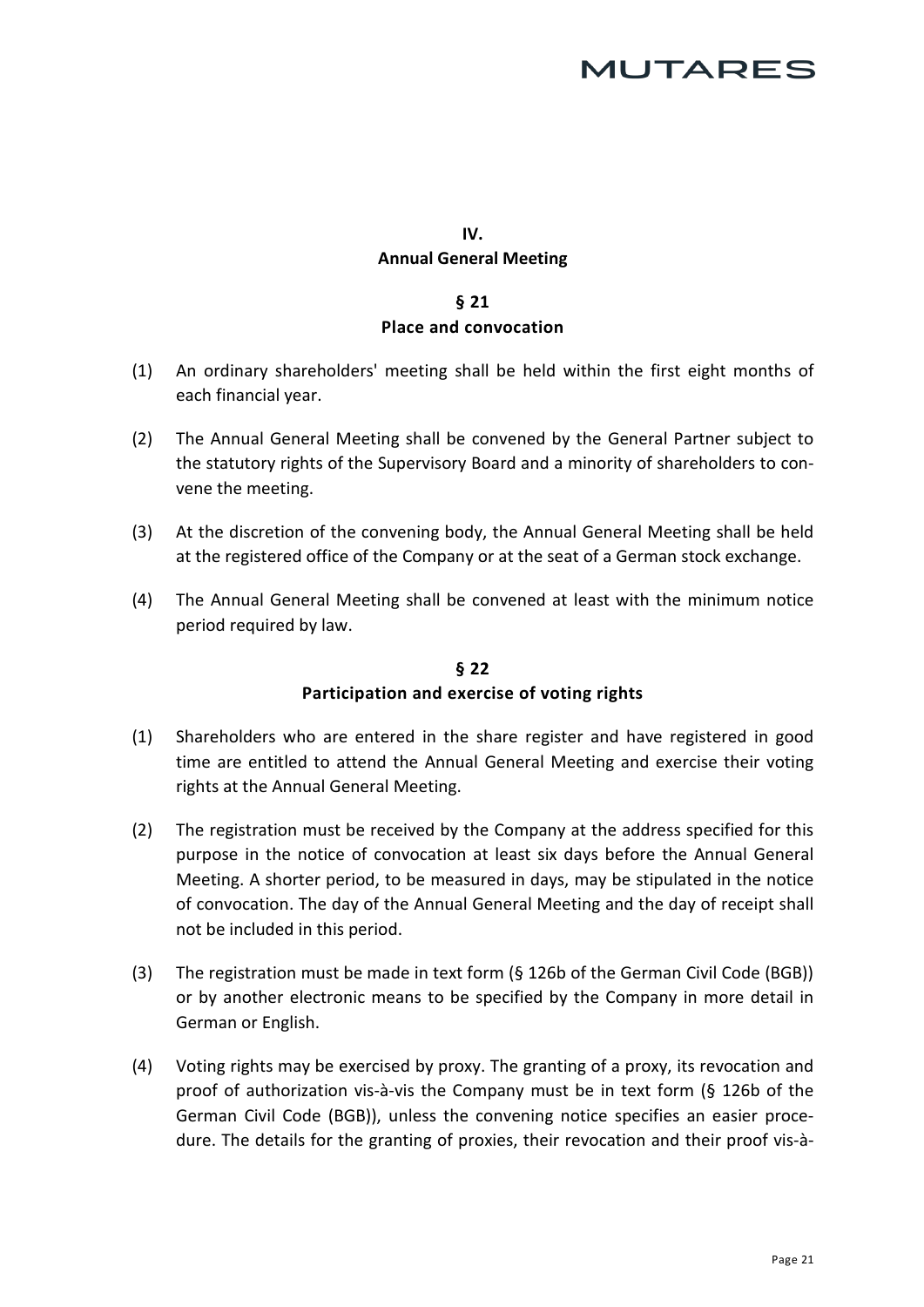## IV.
## Annual General Meeting

### § 21
### Place and convocation

(1) An ordinary shareholders' meeting shall be held within the first eight months of each financial year.

(2) The Annual General Meeting shall be convened by the General Partner subject to the statutory rights of the Supervisory Board and a minority of shareholders to convene the meeting.

(3) At the discretion of the convening body, the Annual General Meeting shall be held at the registered office of the Company or at the seat of a German stock exchange.

(4) The Annual General Meeting shall be convened at least with the minimum notice period required by law.

### § 22
### Participation and exercise of voting rights

(1) Shareholders who are entered in the share register and have registered in good time are entitled to attend the Annual General Meeting and exercise their voting rights at the Annual General Meeting.

(2) The registration must be received by the Company at the address specified for this purpose in the notice of convocation at least six days before the Annual General Meeting. A shorter period, to be measured in days, may be stipulated in the notice of convocation. The day of the Annual General Meeting and the day of receipt shall not be included in this period.

(3) The registration must be made in text form (§ 126b of the German Civil Code (BGB)) or by another electronic means to be specified by the Company in more detail in German or English.

(4) Voting rights may be exercised by proxy. The granting of a proxy, its revocation and proof of authorization vis-à-vis the Company must be in text form (§ 126b of the German Civil Code (BGB)), unless the convening notice specifies an easier procedure. The details for the granting of proxies, their revocation and their proof vis-à-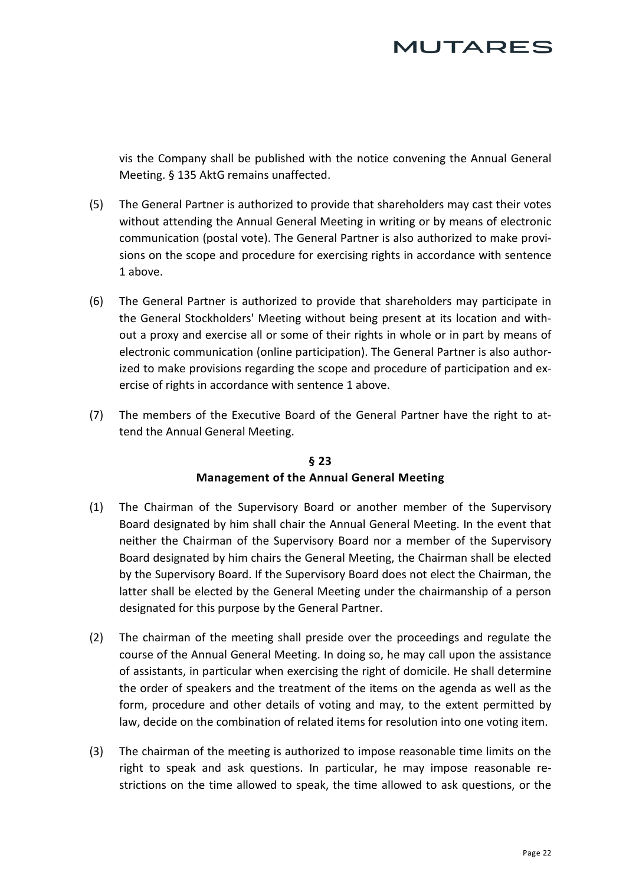vis the Company shall be published with the notice convening the Annual General Meeting. § 135 AktG remains unaffected.

(5) The General Partner is authorized to provide that shareholders may cast their votes without attending the Annual General Meeting in writing or by means of electronic communication (postal vote). The General Partner is also authorized to make provisions on the scope and procedure for exercising rights in accordance with sentence 1 above.

(6) The General Partner is authorized to provide that shareholders may participate in the General Stockholders' Meeting without being present at its location and without a proxy and exercise all or some of their rights in whole or in part by means of electronic communication (online participation). The General Partner is also authorized to make provisions regarding the scope and procedure of participation and exercise of rights in accordance with sentence 1 above.

(7) The members of the Executive Board of the General Partner have the right to attend the Annual General Meeting.

### § 23
### Management of the Annual General Meeting

(1) The Chairman of the Supervisory Board or another member of the Supervisory Board designated by him shall chair the Annual General Meeting. In the event that neither the Chairman of the Supervisory Board nor a member of the Supervisory Board designated by him chairs the General Meeting, the Chairman shall be elected by the Supervisory Board. If the Supervisory Board does not elect the Chairman, the latter shall be elected by the General Meeting under the chairmanship of a person designated for this purpose by the General Partner.

(2) The chairman of the meeting shall preside over the proceedings and regulate the course of the Annual General Meeting. In doing so, he may call upon the assistance of assistants, in particular when exercising the right of domicile. He shall determine the order of speakers and the treatment of the items on the agenda as well as the form, procedure and other details of voting and may, to the extent permitted by law, decide on the combination of related items for resolution into one voting item.

(3) The chairman of the meeting is authorized to impose reasonable time limits on the right to speak and ask questions. In particular, he may impose reasonable restrictions on the time allowed to speak, the time allowed to ask questions, or the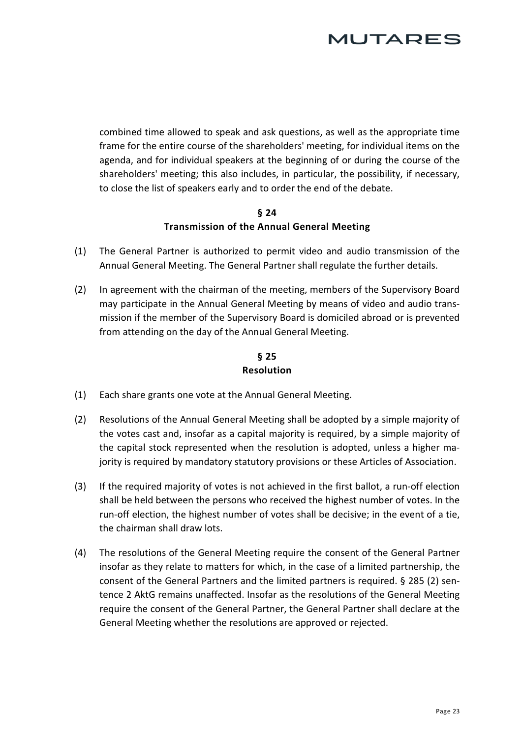combined time allowed to speak and ask questions, as well as the appropriate time frame for the entire course of the shareholders' meeting, for individual items on the agenda, and for individual speakers at the beginning of or during the course of the shareholders' meeting; this also includes, in particular, the possibility, if necessary, to close the list of speakers early and to order the end of the debate.

## § 24
## Transmission of the Annual General Meeting

(1) The General Partner is authorized to permit video and audio transmission of the Annual General Meeting. The General Partner shall regulate the further details.

(2) In agreement with the chairman of the meeting, members of the Supervisory Board may participate in the Annual General Meeting by means of video and audio transmission if the member of the Supervisory Board is domiciled abroad or is prevented from attending on the day of the Annual General Meeting.

## § 25
## Resolution

(1) Each share grants one vote at the Annual General Meeting.

(2) Resolutions of the Annual General Meeting shall be adopted by a simple majority of the votes cast and, insofar as a capital majority is required, by a simple majority of the capital stock represented when the resolution is adopted, unless a higher majority is required by mandatory statutory provisions or these Articles of Association.

(3) If the required majority of votes is not achieved in the first ballot, a run-off election shall be held between the persons who received the highest number of votes. In the run-off election, the highest number of votes shall be decisive; in the event of a tie, the chairman shall draw lots.

(4) The resolutions of the General Meeting require the consent of the General Partner insofar as they relate to matters for which, in the case of a limited partnership, the consent of the General Partners and the limited partners is required. § 285 (2) sentence 2 AktG remains unaffected. Insofar as the resolutions of the General Meeting require the consent of the General Partner, the General Partner shall declare at the General Meeting whether the resolutions are approved or rejected.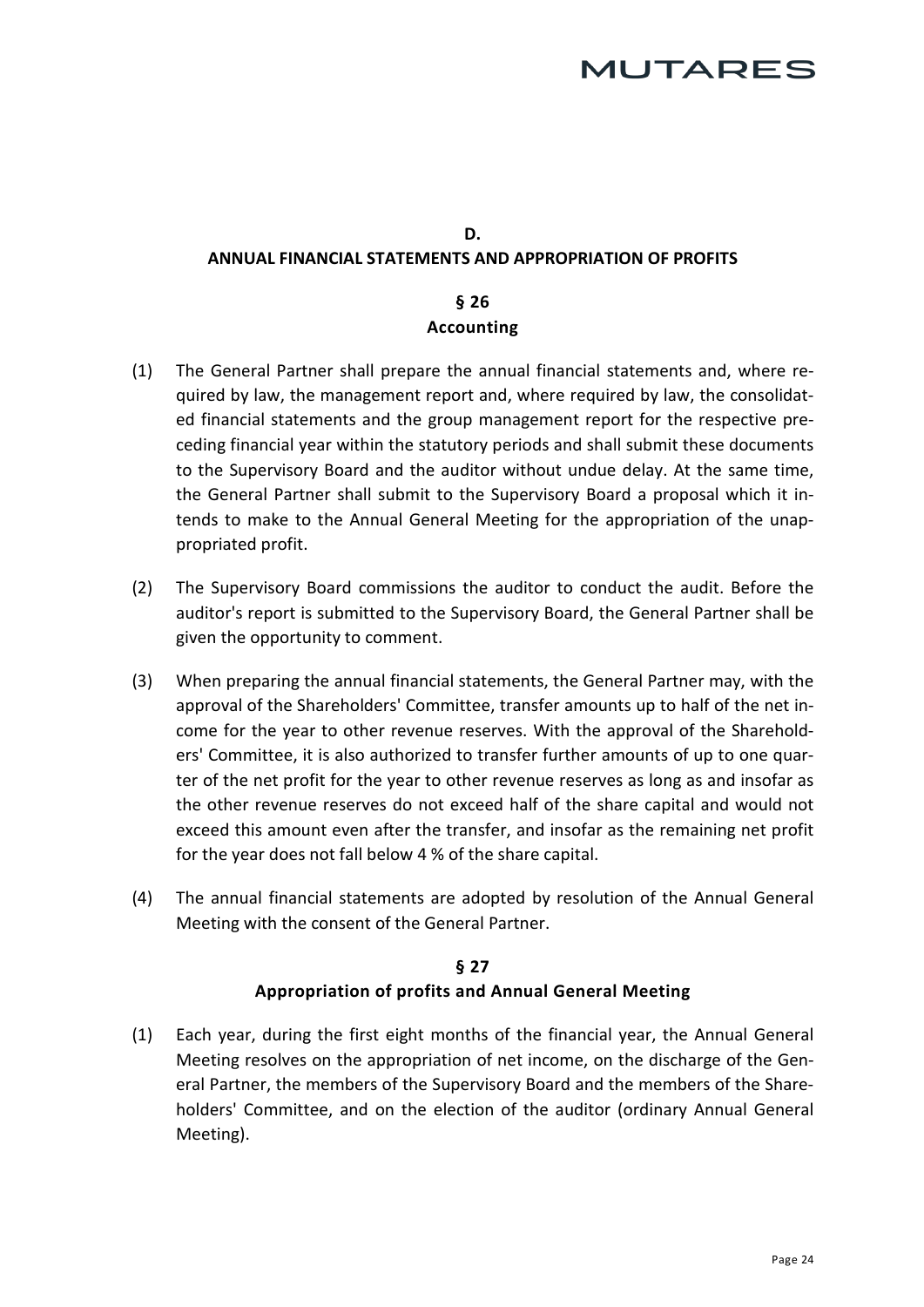## D.
## ANNUAL FINANCIAL STATEMENTS AND APPROPRIATION OF PROFITS

### § 26
### Accounting

(1) The General Partner shall prepare the annual financial statements and, where required by law, the management report and, where required by law, the consolidated financial statements and the group management report for the respective preceding financial year within the statutory periods and shall submit these documents to the Supervisory Board and the auditor without undue delay. At the same time, the General Partner shall submit to the Supervisory Board a proposal which it intends to make to the Annual General Meeting for the appropriation of the unappropriated profit.

(2) The Supervisory Board commissions the auditor to conduct the audit. Before the auditor's report is submitted to the Supervisory Board, the General Partner shall be given the opportunity to comment.

(3) When preparing the annual financial statements, the General Partner may, with the approval of the Shareholders' Committee, transfer amounts up to half of the net income for the year to other revenue reserves. With the approval of the Shareholders' Committee, it is also authorized to transfer further amounts of up to one quarter of the net profit for the year to other revenue reserves as long as and insofar as the other revenue reserves do not exceed half of the share capital and would not exceed this amount even after the transfer, and insofar as the remaining net profit for the year does not fall below 4 % of the share capital.

(4) The annual financial statements are adopted by resolution of the Annual General Meeting with the consent of the General Partner.

### § 27
### Appropriation of profits and Annual General Meeting

(1) Each year, during the first eight months of the financial year, the Annual General Meeting resolves on the appropriation of net income, on the discharge of the General Partner, the members of the Supervisory Board and the members of the Shareholders' Committee, and on the election of the auditor (ordinary Annual General Meeting).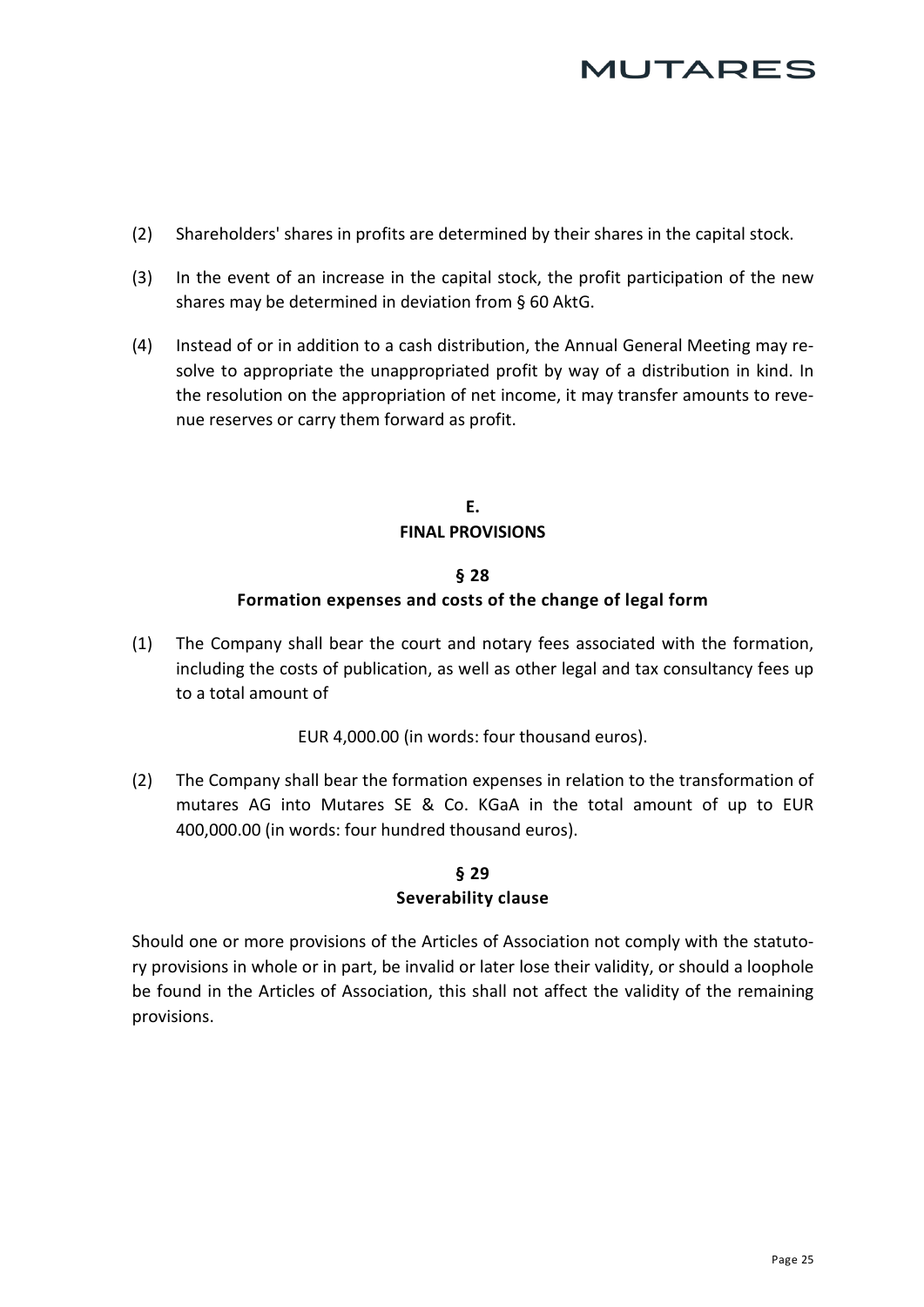(2) Shareholders' shares in profits are determined by their shares in the capital stock.

(3) In the event of an increase in the capital stock, the profit participation of the new shares may be determined in deviation from § 60 AktG.

(4) Instead of or in addition to a cash distribution, the Annual General Meeting may resolve to appropriate the unappropriated profit by way of a distribution in kind. In the resolution on the appropriation of net income, it may transfer amounts to revenue reserves or carry them forward as profit.

## E.
## FINAL PROVISIONS

### § 28
### Formation expenses and costs of the change of legal form

(1) The Company shall bear the court and notary fees associated with the formation, including the costs of publication, as well as other legal and tax consultancy fees up to a total amount of

EUR 4,000.00 (in words: four thousand euros).

(2) The Company shall bear the formation expenses in relation to the transformation of mutares AG into Mutares SE & Co. KGaA in the total amount of up to EUR 400,000.00 (in words: four hundred thousand euros).

### § 29
### Severability clause

Should one or more provisions of the Articles of Association not comply with the statutory provisions in whole or in part, be invalid or later lose their validity, or should a loophole be found in the Articles of Association, this shall not affect the validity of the remaining provisions.